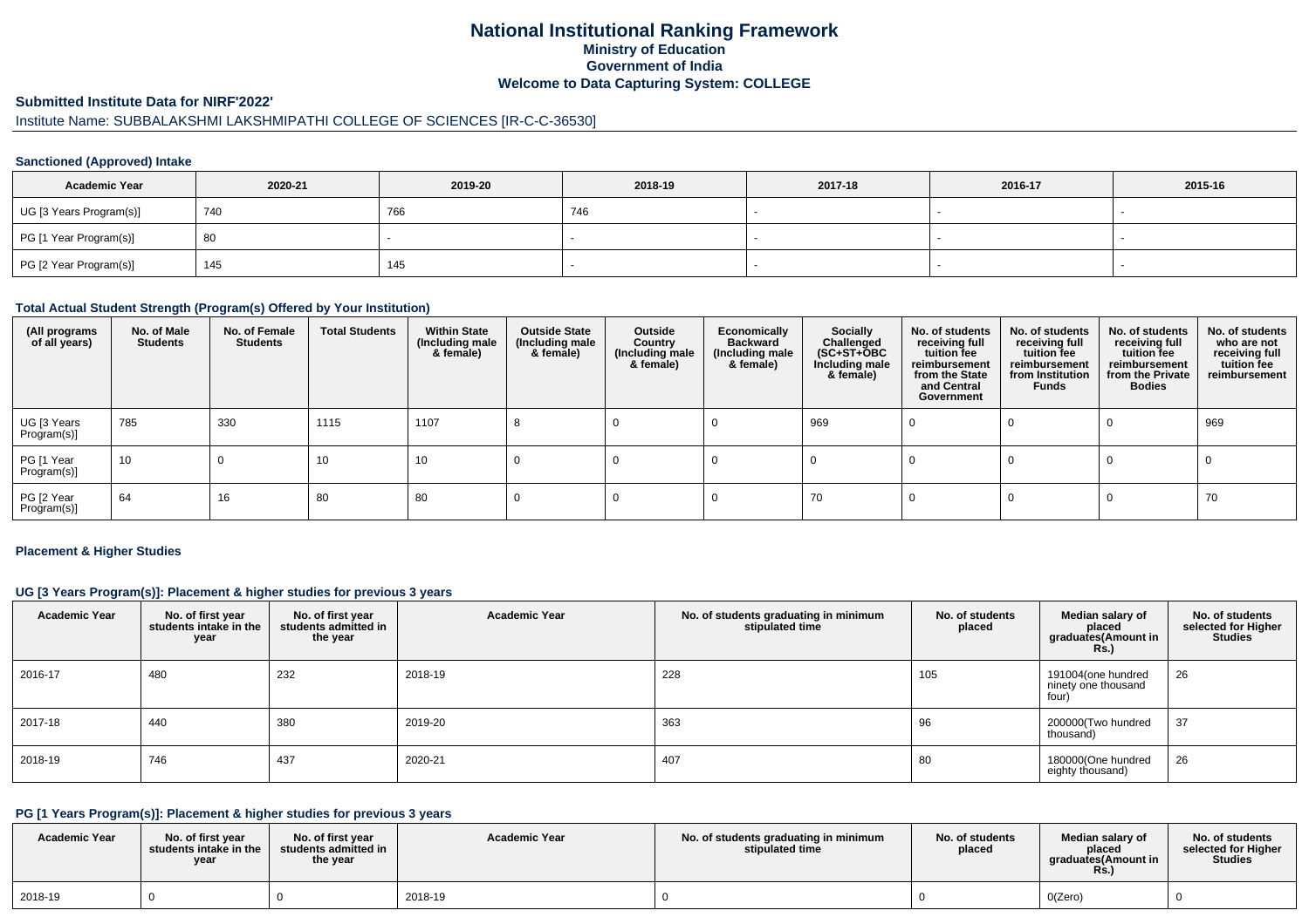# National Institutional Ranking Framework

## Ministry of Education

## Government of India

## Welcome to Data Capturing System: COLLEGE

### Submitted Institute Data for NIRF'2022'

Institute Name: SUBBALAKSHMI LAKSHMIPATHI COLLEGE OF SCIENCES [IR-C-C-36530]

#### Sanctioned (Approved) Intake

| Academic Year | 2020-21 | 2019-20 | 2018-19 | 2017-18 | 2016-17 | 2015-16 |
|---|---|---|---|---|---|---|
| UG [3 Years Program(s)] | 740 | 766 | 746 | - | - | - |
| PG [1 Year Program(s)] | 80 | - | - | - | - | - |
| PG [2 Year Program(s)] | 145 | 145 | - | - | - | - |

#### Total Actual Student Strength (Program(s) Offered by Your Institution)

| (All programs of all years) | No. of Male Students | No. of Female Students | Total Students | Within State (Including male & female) | Outside State (Including male & female) | Outside Country (Including male & female) | Economically Backward (Including male & female) | Socially Challenged (SC+ST+OBC Including male & female) | No. of students receiving full tuition fee reimbursement from the State and Central Government | No. of students receiving full tuition fee reimbursement from Institution Funds | No. of students receiving full tuition fee reimbursement from the Private Bodies | No. of students who are not receiving full tuition fee reimbursement |
|---|---|---|---|---|---|---|---|---|---|---|---|---|
| UG [3 Years Program(s)] | 785 | 330 | 1115 | 1107 | 8 | 0 | 0 | 969 | 0 | 0 | 0 | 969 |
| PG [1 Year Program(s)] | 10 | 0 | 10 | 10 | 0 | 0 | 0 | 0 | 0 | 0 | 0 | 0 |
| PG [2 Year Program(s)] | 64 | 16 | 80 | 80 | 0 | 0 | 0 | 70 | 0 | 0 | 0 | 70 |

#### Placement & Higher Studies

#### UG [3 Years Program(s)]: Placement & higher studies for previous 3 years

| Academic Year | No. of first year students intake in the year | No. of first year students admitted in the year | Academic Year | No. of students graduating in minimum stipulated time | No. of students placed | Median salary of placed graduates(Amount in Rs.) | No. of students selected for Higher Studies |
|---|---|---|---|---|---|---|---|
| 2016-17 | 480 | 232 | 2018-19 | 228 | 105 | 191004(one hundred ninety one thousand four) | 26 |
| 2017-18 | 440 | 380 | 2019-20 | 363 | 96 | 200000(Two hundred thousand) | 37 |
| 2018-19 | 746 | 437 | 2020-21 | 407 | 80 | 180000(One hundred eighty thousand) | 26 |

#### PG [1 Years Program(s)]: Placement & higher studies for previous 3 years

| Academic Year | No. of first year students intake in the year | No. of first year students admitted in the year | Academic Year | No. of students graduating in minimum stipulated time | No. of students placed | Median salary of placed graduates(Amount in Rs.) | No. of students selected for Higher Studies |
|---|---|---|---|---|---|---|---|
| 2018-19 | 0 | 0 | 2018-19 | 0 | 0 | 0(Zero) | 0 |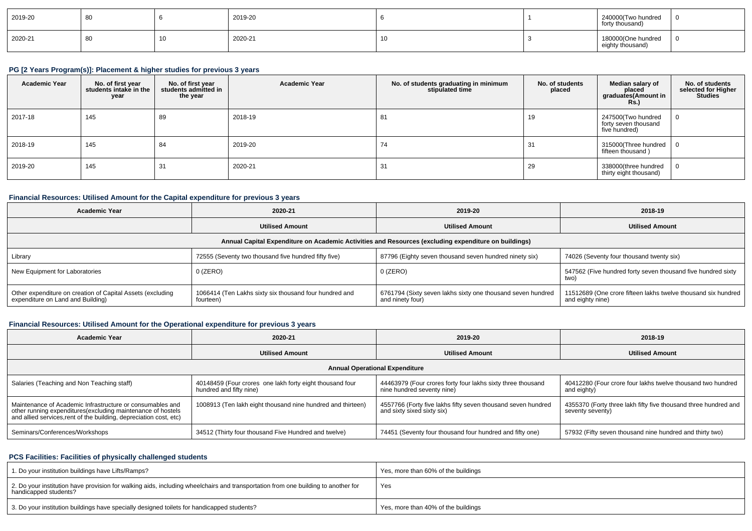| 2019-20 | 80 | 6 | 2019-20 | 6 | 1 | 240000(Two hundred forty thousand) | 0 |
|---|---|---|---|---|---|---|---|
| 2020-21 | 80 | 10 | 2020-21 | 10 | 3 | 180000(One hundred eighty thousand) | 0 |

### PG [2 Years Program(s)]: Placement & higher studies for previous 3 years

| Academic Year | No. of first year students intake in the year | No. of first year students admitted in the year | Academic Year | No. of students graduating in minimum stipulated time | No. of students placed | Median salary of placed graduates(Amount in Rs.) | No. of students selected for Higher Studies |
|---|---|---|---|---|---|---|---|
| 2017-18 | 145 | 89 | 2018-19 | 81 | 19 | 247500(Two hundred forty seven thousand five hundred) | 0 |
| 2018-19 | 145 | 84 | 2019-20 | 74 | 31 | 315000(Three hundred fifteen thousand ) | 0 |
| 2019-20 | 145 | 31 | 2020-21 | 31 | 29 | 338000(three hundred thirty eight thousand) | 0 |

### Financial Resources: Utilised Amount for the Capital expenditure for previous 3 years

| Academic Year | 2020-21 | 2019-20 | 2018-19 |
|---|---|---|---|
| | Utilised Amount | Utilised Amount | Utilised Amount |
| Annual Capital Expenditure on Academic Activities and Resources (excluding expenditure on buildings) | | | |
| Library | 72555 (Seventy two thousand five hundred fifty five) | 87796 (Eighty seven thousand seven hundred ninety six) | 74026 (Seventy four thousand twenty six) |
| New Equipment for Laboratories | 0 (ZERO) | 0 (ZERO) | 547562 (Five hundred forty seven thousand five hundred sixty two) |
| Other expenditure on creation of Capital Assets (excluding expenditure on Land and Building) | 1066414 (Ten Lakhs sixty six thousand four hundred and fourteen) | 6761794 (Sixty seven lakhs sixty one thousand seven hundred and ninety four) | 11512689 (One crore fifteen lakhs twelve thousand six hundred and eighty nine) |

### Financial Resources: Utilised Amount for the Operational expenditure for previous 3 years

| Academic Year | 2020-21 | 2019-20 | 2018-19 |
|---|---|---|---|
| | Utilised Amount | Utilised Amount | Utilised Amount |
| Annual Operational Expenditure | | | |
| Salaries (Teaching and Non Teaching staff) | 40148459 (Four crores one lakh forty eight thousand four hundred and fifty nine) | 44463979 (Four crores forty four lakhs sixty three thousand nine hundred seventy nine) | 40412280 (Four crore four lakhs twelve thousand two hundred and eighty) |
| Maintenance of Academic Infrastructure or consumables and other running expenditures(excluding maintenance of hostels and allied services,rent of the building, depreciation cost, etc) | 1008913 (Ten lakh eight thousand nine hundred and thirteen) | 4557766 (Forty five lakhs fifty seven thousand seven hundred and sixty sixed sixty six) | 4355370 (Forty three lakh fifty five thousand three hundred and seventy seventy) |
| Seminars/Conferences/Workshops | 34512 (Thirty four thousand Five Hundred and twelve) | 74451 (Seventy four thousand four hundred and fifty one) | 57932 (Fifty seven thousand nine hundred and thirty two) |

### PCS Facilities: Facilities of physically challenged students

| | |
|---|---|
| 1. Do your institution buildings have Lifts/Ramps? | Yes, more than 60% of the buildings |
| 2. Do your institution have provision for walking aids, including wheelchairs and transportation from one building to another for handicapped students? | Yes |
| 3. Do your institution buildings have specially designed toilets for handicapped students? | Yes, more than 40% of the buildings |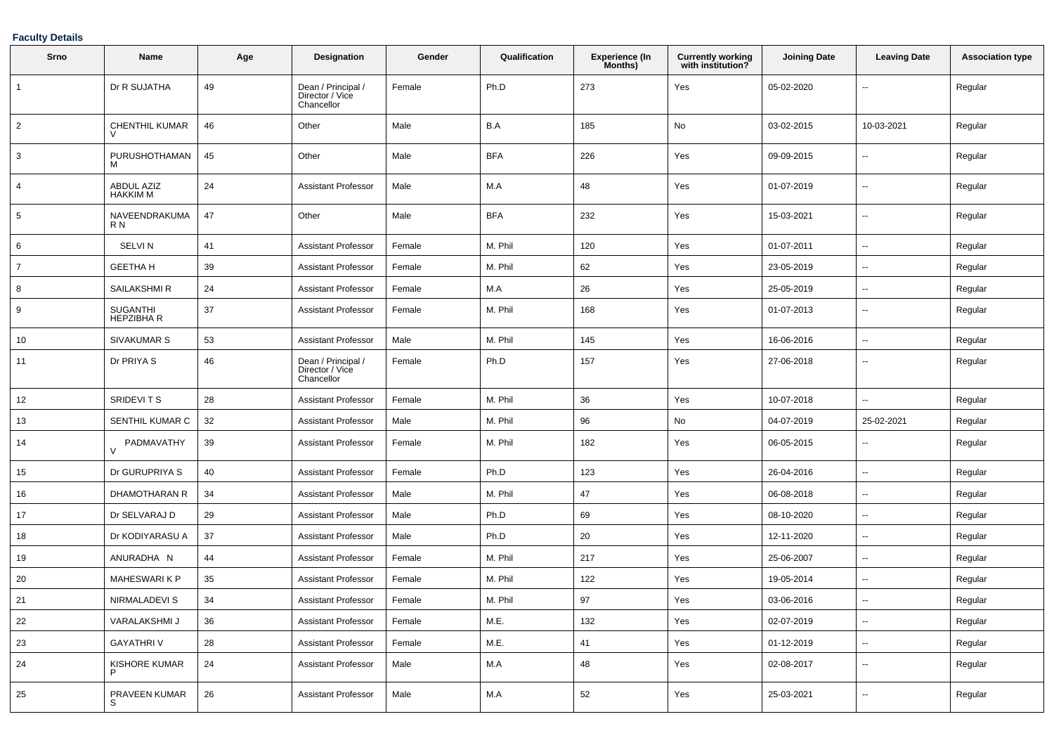**Faculty Details**

| Srno | Name | Age | Designation | Gender | Qualification | Experience (In Months) | Currently working with institution? | Joining Date | Leaving Date | Association type |
|---|---|---|---|---|---|---|---|---|---|---|
| 1 | Dr R SUJATHA | 49 | Dean / Principal / Director / Vice Chancellor | Female | Ph.D | 273 | Yes | 05-02-2020 | -- | Regular |
| 2 | CHENTHIL KUMAR V | 46 | Other | Male | B.A | 185 | No | 03-02-2015 | 10-03-2021 | Regular |
| 3 | PURUSHOTHAMAN M | 45 | Other | Male | BFA | 226 | Yes | 09-09-2015 | -- | Regular |
| 4 | ABDUL AZIZ HAKKIM M | 24 | Assistant Professor | Male | M.A | 48 | Yes | 01-07-2019 | -- | Regular |
| 5 | NAVEENDRAKUMA R N | 47 | Other | Male | BFA | 232 | Yes | 15-03-2021 | -- | Regular |
| 6 | SELVI N | 41 | Assistant Professor | Female | M. Phil | 120 | Yes | 01-07-2011 | -- | Regular |
| 7 | GEETHA H | 39 | Assistant Professor | Female | M. Phil | 62 | Yes | 23-05-2019 | -- | Regular |
| 8 | SAILAKSHMI R | 24 | Assistant Professor | Female | M.A | 26 | Yes | 25-05-2019 | -- | Regular |
| 9 | SUGANTHI HEPZIBHA R | 37 | Assistant Professor | Female | M. Phil | 168 | Yes | 01-07-2013 | -- | Regular |
| 10 | SIVAKUMAR S | 53 | Assistant Professor | Male | M. Phil | 145 | Yes | 16-06-2016 | -- | Regular |
| 11 | Dr PRIYA S | 46 | Dean / Principal / Director / Vice Chancellor | Female | Ph.D | 157 | Yes | 27-06-2018 | -- | Regular |
| 12 | SRIDEVI T S | 28 | Assistant Professor | Female | M. Phil | 36 | Yes | 10-07-2018 | -- | Regular |
| 13 | SENTHIL KUMAR C | 32 | Assistant Professor | Male | M. Phil | 96 | No | 04-07-2019 | 25-02-2021 | Regular |
| 14 | PADMAVATHY V | 39 | Assistant Professor | Female | M. Phil | 182 | Yes | 06-05-2015 | -- | Regular |
| 15 | Dr GURUPRIYA S | 40 | Assistant Professor | Female | Ph.D | 123 | Yes | 26-04-2016 | -- | Regular |
| 16 | DHAMOTHARAN R | 34 | Assistant Professor | Male | M. Phil | 47 | Yes | 06-08-2018 | -- | Regular |
| 17 | Dr SELVARAJ D | 29 | Assistant Professor | Male | Ph.D | 69 | Yes | 08-10-2020 | -- | Regular |
| 18 | Dr KODIYARASU A | 37 | Assistant Professor | Male | Ph.D | 20 | Yes | 12-11-2020 | -- | Regular |
| 19 | ANURADHA N | 44 | Assistant Professor | Female | M. Phil | 217 | Yes | 25-06-2007 | -- | Regular |
| 20 | MAHESWARI K P | 35 | Assistant Professor | Female | M. Phil | 122 | Yes | 19-05-2014 | -- | Regular |
| 21 | NIRMALADEVI S | 34 | Assistant Professor | Female | M. Phil | 97 | Yes | 03-06-2016 | -- | Regular |
| 22 | VARALAKSHMI J | 36 | Assistant Professor | Female | M.E. | 132 | Yes | 02-07-2019 | -- | Regular |
| 23 | GAYATHRI V | 28 | Assistant Professor | Female | M.E. | 41 | Yes | 01-12-2019 | -- | Regular |
| 24 | KISHORE KUMAR P | 24 | Assistant Professor | Male | M.A | 48 | Yes | 02-08-2017 | -- | Regular |
| 25 | PRAVEEN KUMAR S | 26 | Assistant Professor | Male | M.A | 52 | Yes | 25-03-2021 | -- | Regular |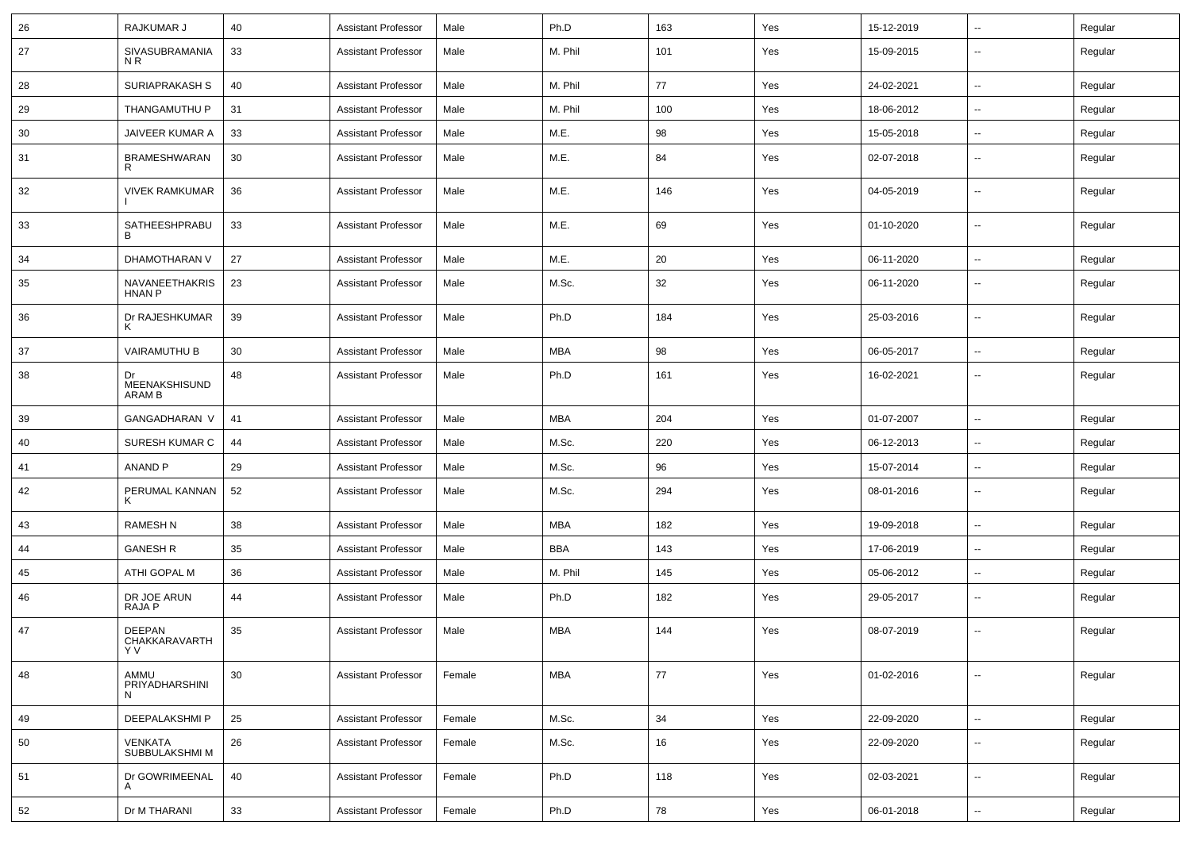| 26 | RAJKUMAR J | 40 | Assistant Professor | Male | Ph.D | 163 | Yes | 15-12-2019 | -- | Regular |
|---|---|---|---|---|---|---|---|---|---|---|
| 27 | SIVASUBRAMANIAN R | 33 | Assistant Professor | Male | M. Phil | 101 | Yes | 15-09-2015 | -- | Regular |
| 28 | SURIAPRAKASH S | 40 | Assistant Professor | Male | M. Phil | 77 | Yes | 24-02-2021 | -- | Regular |
| 29 | THANGAMUTHU P | 31 | Assistant Professor | Male | M. Phil | 100 | Yes | 18-06-2012 | -- | Regular |
| 30 | JAIVEER KUMAR A | 33 | Assistant Professor | Male | M.E. | 98 | Yes | 15-05-2018 | -- | Regular |
| 31 | BRAMESHWARAN R | 30 | Assistant Professor | Male | M.E. | 84 | Yes | 02-07-2018 | -- | Regular |
| 32 | VIVEK RAMKUMAR I | 36 | Assistant Professor | Male | M.E. | 146 | Yes | 04-05-2019 | -- | Regular |
| 33 | SATHEESHPRABU B | 33 | Assistant Professor | Male | M.E. | 69 | Yes | 01-10-2020 | -- | Regular |
| 34 | DHAMOTHARAN V | 27 | Assistant Professor | Male | M.E. | 20 | Yes | 06-11-2020 | -- | Regular |
| 35 | NAVANEETHAKRISHNAN P | 23 | Assistant Professor | Male | M.Sc. | 32 | Yes | 06-11-2020 | -- | Regular |
| 36 | Dr RAJESHKUMAR K | 39 | Assistant Professor | Male | Ph.D | 184 | Yes | 25-03-2016 | -- | Regular |
| 37 | VAIRAMUTHU B | 30 | Assistant Professor | Male | MBA | 98 | Yes | 06-05-2017 | -- | Regular |
| 38 | Dr MEENAKSHISUNDARAM B | 48 | Assistant Professor | Male | Ph.D | 161 | Yes | 16-02-2021 | -- | Regular |
| 39 | GANGADHARAN V | 41 | Assistant Professor | Male | MBA | 204 | Yes | 01-07-2007 | -- | Regular |
| 40 | SURESH KUMAR C | 44 | Assistant Professor | Male | M.Sc. | 220 | Yes | 06-12-2013 | -- | Regular |
| 41 | ANAND P | 29 | Assistant Professor | Male | M.Sc. | 96 | Yes | 15-07-2014 | -- | Regular |
| 42 | PERUMAL KANNAN K | 52 | Assistant Professor | Male | M.Sc. | 294 | Yes | 08-01-2016 | -- | Regular |
| 43 | RAMESH N | 38 | Assistant Professor | Male | MBA | 182 | Yes | 19-09-2018 | -- | Regular |
| 44 | GANESH R | 35 | Assistant Professor | Male | BBA | 143 | Yes | 17-06-2019 | -- | Regular |
| 45 | ATHI GOPAL M | 36 | Assistant Professor | Male | M. Phil | 145 | Yes | 05-06-2012 | -- | Regular |
| 46 | DR JOE ARUN RAJA P | 44 | Assistant Professor | Male | Ph.D | 182 | Yes | 29-05-2017 | -- | Regular |
| 47 | DEEPAN CHAKKARAVARTHY V | 35 | Assistant Professor | Male | MBA | 144 | Yes | 08-07-2019 | -- | Regular |
| 48 | AMMU PRIYADHARSHINI N | 30 | Assistant Professor | Female | MBA | 77 | Yes | 01-02-2016 | -- | Regular |
| 49 | DEEPALAKSHMI P | 25 | Assistant Professor | Female | M.Sc. | 34 | Yes | 22-09-2020 | -- | Regular |
| 50 | VENKATA SUBBULAKSHMI M | 26 | Assistant Professor | Female | M.Sc. | 16 | Yes | 22-09-2020 | -- | Regular |
| 51 | Dr GOWRIMEENAL A | 40 | Assistant Professor | Female | Ph.D | 118 | Yes | 02-03-2021 | -- | Regular |
| 52 | Dr M THARANI | 33 | Assistant Professor | Female | Ph.D | 78 | Yes | 06-01-2018 | -- | Regular |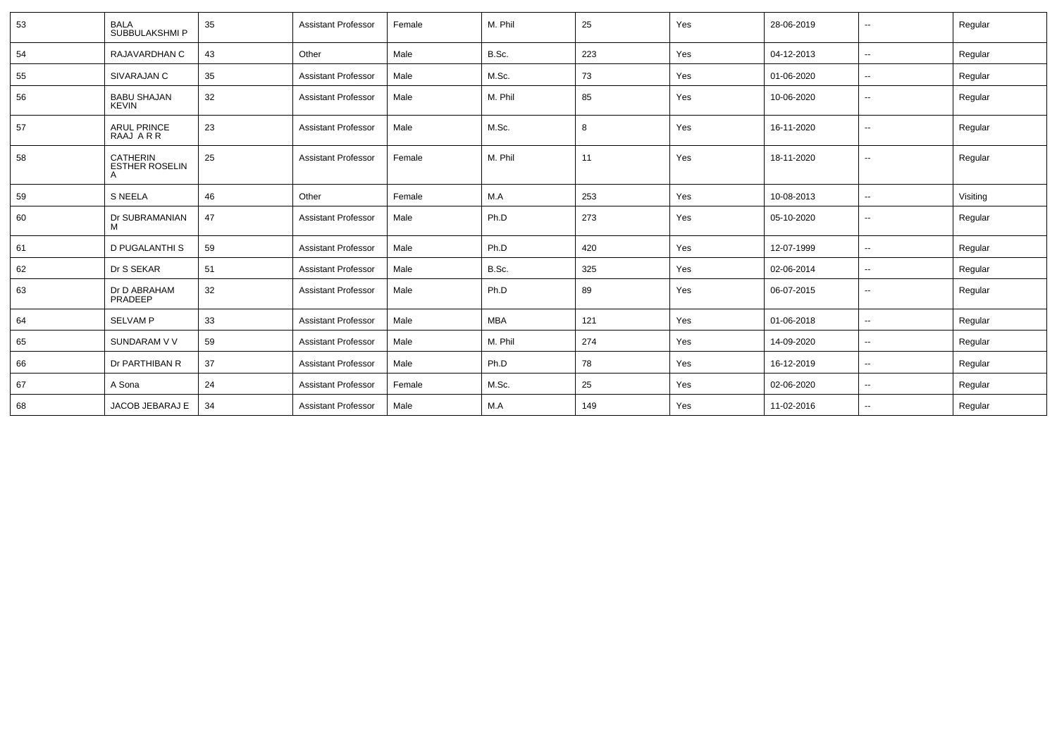| | | | | | | | | | | |
|---|---|---|---|---|---|---|---|---|---|---|
| 53 | BALA SUBBULAKSHMI P | 35 | Assistant Professor | Female | M. Phil | 25 | Yes | 28-06-2019 | -- | Regular |
| 54 | RAJAVARDHAN C | 43 | Other | Male | B.Sc. | 223 | Yes | 04-12-2013 | -- | Regular |
| 55 | SIVARAJAN C | 35 | Assistant Professor | Male | M.Sc. | 73 | Yes | 01-06-2020 | -- | Regular |
| 56 | BABU SHAJAN KEVIN | 32 | Assistant Professor | Male | M. Phil | 85 | Yes | 10-06-2020 | -- | Regular |
| 57 | ARUL PRINCE RAAJ A R R | 23 | Assistant Professor | Male | M.Sc. | 8 | Yes | 16-11-2020 | -- | Regular |
| 58 | CATHERIN ESTHER ROSELIN A | 25 | Assistant Professor | Female | M. Phil | 11 | Yes | 18-11-2020 | -- | Regular |
| 59 | S NEELA | 46 | Other | Female | M.A | 253 | Yes | 10-08-2013 | -- | Visiting |
| 60 | Dr SUBRAMANIAN M | 47 | Assistant Professor | Male | Ph.D | 273 | Yes | 05-10-2020 | -- | Regular |
| 61 | D PUGALANTHI S | 59 | Assistant Professor | Male | Ph.D | 420 | Yes | 12-07-1999 | -- | Regular |
| 62 | Dr S SEKAR | 51 | Assistant Professor | Male | B.Sc. | 325 | Yes | 02-06-2014 | -- | Regular |
| 63 | Dr D ABRAHAM PRADEEP | 32 | Assistant Professor | Male | Ph.D | 89 | Yes | 06-07-2015 | -- | Regular |
| 64 | SELVAM P | 33 | Assistant Professor | Male | MBA | 121 | Yes | 01-06-2018 | -- | Regular |
| 65 | SUNDARAM V V | 59 | Assistant Professor | Male | M. Phil | 274 | Yes | 14-09-2020 | -- | Regular |
| 66 | Dr PARTHIBAN R | 37 | Assistant Professor | Male | Ph.D | 78 | Yes | 16-12-2019 | -- | Regular |
| 67 | A Sona | 24 | Assistant Professor | Female | M.Sc. | 25 | Yes | 02-06-2020 | -- | Regular |
| 68 | JACOB JEBARAJ E | 34 | Assistant Professor | Male | M.A | 149 | Yes | 11-02-2016 | -- | Regular |